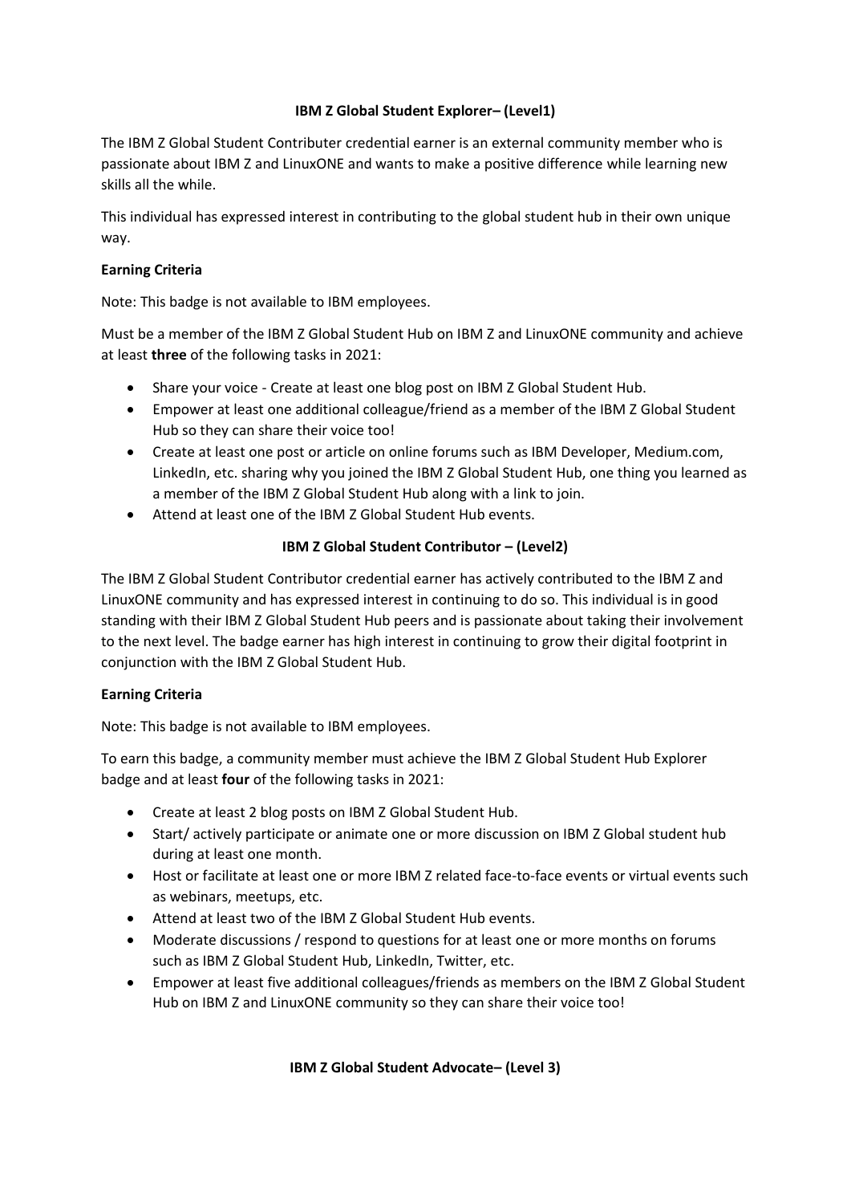### IBM Z Global Student Explorer– (Level1)

The IBM Z Global Student Contributer credential earner is an external community member who is passionate about IBM Z and LinuxONE and wants to make a positive difference while learning new skills all the while.

This individual has expressed interest in contributing to the global student hub in their own unique way.

**Earning Criteria**

Note: This badge is not available to IBM employees.

Must be a member of the IBM Z Global Student Hub on IBM Z and LinuxONE community and achieve at least **three** of the following tasks in 2021:

- Share your voice - Create at least one blog post on IBM Z Global Student Hub.
- Empower at least one additional colleague/friend as a member of the IBM Z Global Student Hub so they can share their voice too!
- Create at least one post or article on online forums such as IBM Developer, Medium.com, LinkedIn, etc. sharing why you joined the IBM Z Global Student Hub, one thing you learned as a member of the IBM Z Global Student Hub along with a link to join.
- Attend at least one of the IBM Z Global Student Hub events.

### IBM Z Global Student Contributor – (Level2)

The IBM Z Global Student Contributor credential earner has actively contributed to the IBM Z and LinuxONE community and has expressed interest in continuing to do so. This individual is in good standing with their IBM Z Global Student Hub peers and is passionate about taking their involvement to the next level. The badge earner has high interest in continuing to grow their digital footprint in conjunction with the IBM Z Global Student Hub.

**Earning Criteria**

Note: This badge is not available to IBM employees.

To earn this badge, a community member must achieve the IBM Z Global Student Hub Explorer badge and at least **four** of the following tasks in 2021:

- Create at least 2 blog posts on IBM Z Global Student Hub.
- Start/ actively participate or animate one or more discussion on IBM Z Global student hub during at least one month.
- Host or facilitate at least one or more IBM Z related face-to-face events or virtual events such as webinars, meetups, etc.
- Attend at least two of the IBM Z Global Student Hub events.
- Moderate discussions / respond to questions for at least one or more months on forums such as IBM Z Global Student Hub, LinkedIn, Twitter, etc.
- Empower at least five additional colleagues/friends as members on the IBM Z Global Student Hub on IBM Z and LinuxONE community so they can share their voice too!

### IBM Z Global Student Advocate– (Level 3)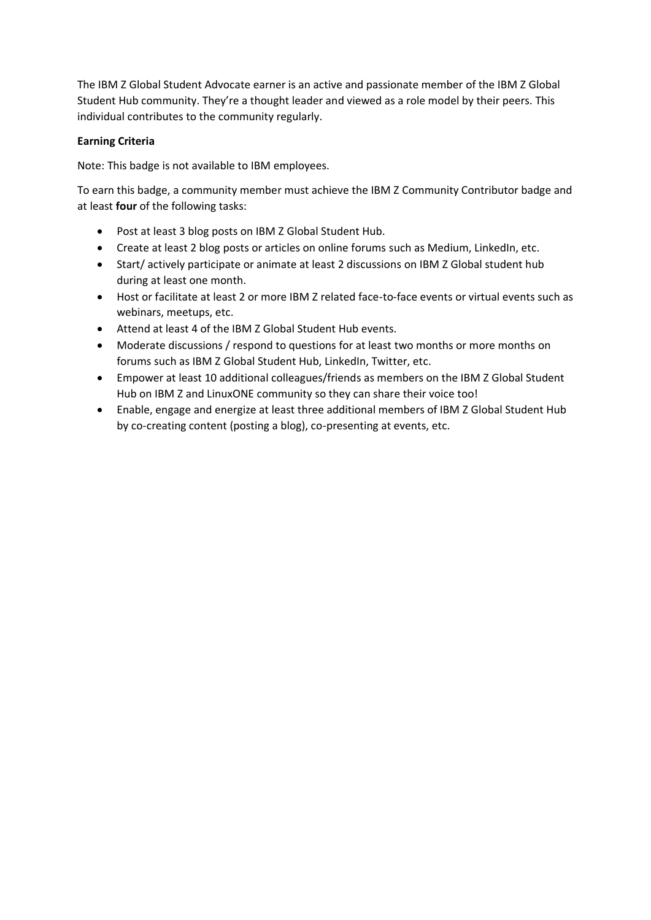The IBM Z Global Student Advocate earner is an active and passionate member of the IBM Z Global Student Hub community. They're a thought leader and viewed as a role model by their peers. This individual contributes to the community regularly.

**Earning Criteria**

Note: This badge is not available to IBM employees.

To earn this badge, a community member must achieve the IBM Z Community Contributor badge and at least **four** of the following tasks:

- Post at least 3 blog posts on IBM Z Global Student Hub.
- Create at least 2 blog posts or articles on online forums such as Medium, LinkedIn, etc.
- Start/ actively participate or animate at least 2 discussions on IBM Z Global student hub during at least one month.
- Host or facilitate at least 2 or more IBM Z related face-to-face events or virtual events such as webinars, meetups, etc.
- Attend at least 4 of the IBM Z Global Student Hub events.
- Moderate discussions / respond to questions for at least two months or more months on forums such as IBM Z Global Student Hub, LinkedIn, Twitter, etc.
- Empower at least 10 additional colleagues/friends as members on the IBM Z Global Student Hub on IBM Z and LinuxONE community so they can share their voice too!
- Enable, engage and energize at least three additional members of IBM Z Global Student Hub by co-creating content (posting a blog), co-presenting at events, etc.